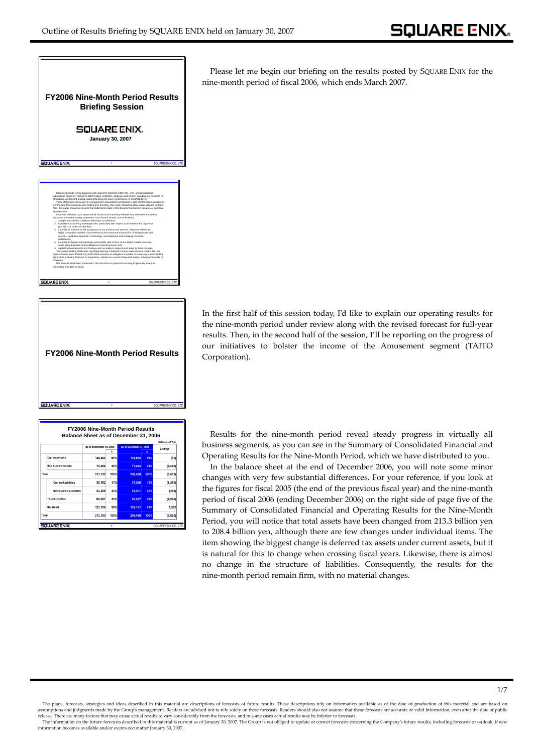## FY2006 Nine-Month Period Results Briefing Session

**SQUARE ENIX**

**January 30, 2007**

Please let me begin our briefing on the results posted by SQUARE ENIX for the nine-month period of fiscal 2006, which ends March 2007.

Statements made in this document with respect to SQUARE ENIX CO., LTD. and consolidated subsidiaries' (together, "SQUARE ENIX") plans, estimates, strategies and beliefs, including any forecasts or projections, are forward-looking statements about the future performance of SQUARE ENIX.

These statements are based on management's assumptions and beliefs in light of information available to it at the time these material were drafted and, therefore, the reader should not place undue reliance on them. Also, the reader should not assume that statements made in this document will remain accurate or operative at a later time.

A number of factors could cause actual results to be materially different from and worse than those discussed in forward-looking statements. Such factors include, but not limited to:

1. changes in economic conditions affecting our operations;
2. fluctuations in currency exchange rates, particularly with respect to the value of the Japanese yen, the U.S. dollar and the Euro;
3. our ability to continue to win acceptance of our products and services, which are offered in highly competitive markets characterized by the continuous introduction of new products and services, rapid developments in technology, and subjective and changing consumer preferences;
4. our ability to expand internationally successfully with a focus on our digital content business, online game business and mobilephone content business; and
5. regulatory developments and changes and our ability to respond and adapt to those changes.

The forward-looking statements regarding earnings contained in these materials were valid at the time these materials were drafted. SQUARE ENIX assumes no obligation to update or revise any forward-looking statements, including forecasts or projections, whether as a result of new information, subsequent events or otherwise.

The financial information presented in this document is prepared according to generally accepted accounting principles in Japan.

## FY2006 Nine-Month Period Results

In the first half of this session today, I'd like to explain our operating results for the nine-month period under review along with the revised forecast for full-year results. Then, in the second half of the session, I'll be reporting on the progress of our initiatives to bolster the income of the Amusement segment (TAITO Corporation).

### FY2006 Nine-Month Period Results Balance Sheet as of December 31, 2006

Millions of Yen

| | As of September 30, 2006 | % | As of December 31, 2006 | % | Change |
|---|---|---|---|---|---|
| Current Assets | 136,924 | 64% | 136,854 | 66% | (70) |
| Non-Current Assets | 74,206 | 36% | 71,644 | 34% | (2,562) |
| Total | 211,130 | 100% | 208,498 | 100% | (2,632) |
| Current Liabilities | 35,762 | 17% | 27,346 | 13% | (8,416) |
| Non-Current Liabilities | 53,259 | 25% | 53,011 | 25% | (248) |
| Total Liabilities | 89,021 | 42% | 80,357 | 39% | (8,664) |
| Net Asset | 122,109 | 58% | 128,141 | 61% | 6,032 |
| Total | 211,130 | 100% | 208,498 | 100% | (2,632) |

Results for the nine-month period reveal steady progress in virtually all business segments, as you can see in the Summary of Consolidated Financial and Operating Results for the Nine-Month Period, which we have distributed to you.

In the balance sheet at the end of December 2006, you will note some minor changes with very few substantial differences. For your reference, if you look at the figures for fiscal 2005 (the end of the previous fiscal year) and the nine-month period of fiscal 2006 (ending December 2006) on the right side of page five of the Summary of Consolidated Financial and Operating Results for the Nine-Month Period, you will notice that total assets have been changed from 213.3 billion yen to 208.4 billion yen, although there are few changes under individual items. The item showing the biggest change is deferred tax assets under current assets, but it is natural for this to change when crossing fiscal years. Likewise, there is almost no change in the structure of liabilities. Consequently, the results for the nine-month period remain firm, with no material changes.

The plans, forecasts, strategies and ideas described in this material are descriptions of forecasts of future results. These descriptions rely on information available as of the date of production of this material and are based on assumptions and judgments made by the Group's management. Readers are advised not to rely solely on these forecasts. Readers should also not assume that these forecasts are accurate or valid information, even after the date of public release. There are many factors that may cause actual results to vary considerably from the forecasts, and in some cases actual results may be inferior to forecasts.

The information on the future forecasts described in this material is current as of January 30, 2007. The Group is not obliged to update or correct forecasts concerning the Company's future results, including forecasts or outlook, if new information becomes available and/or events occur after January 30, 2007.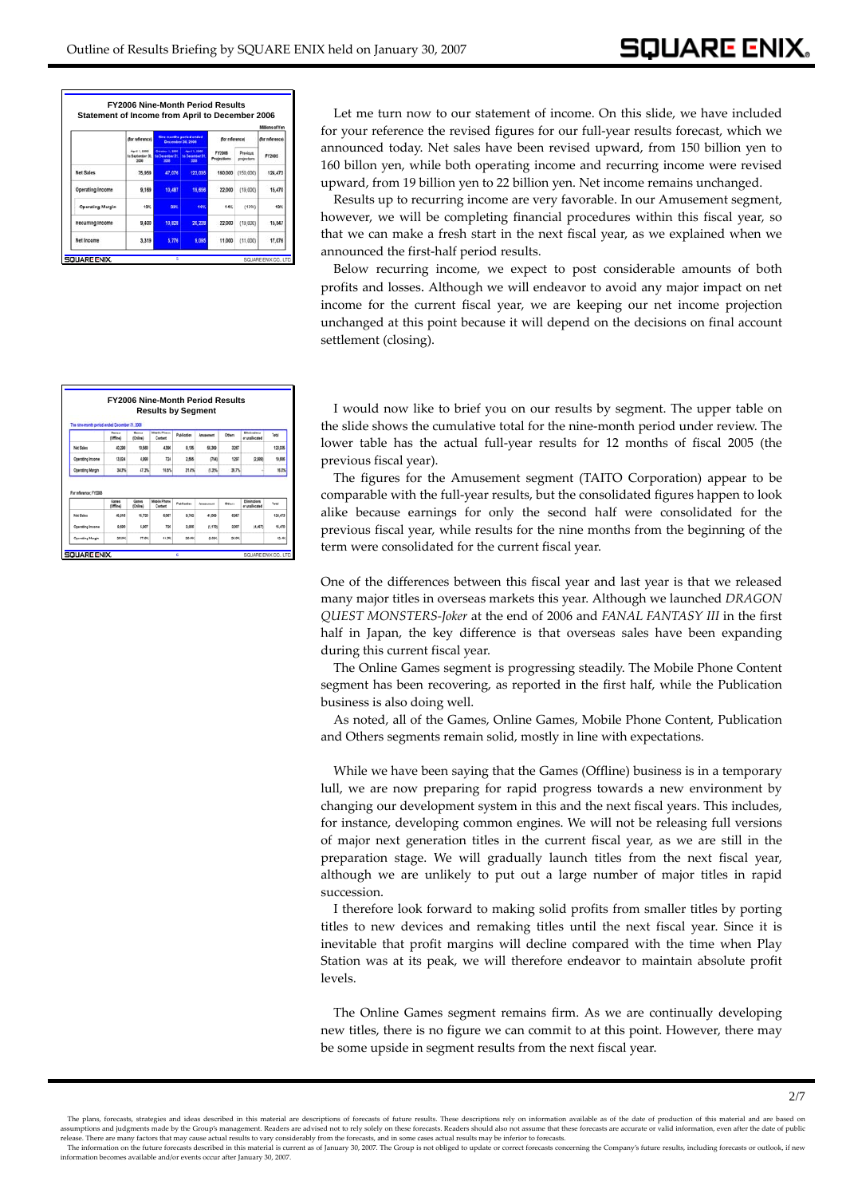### FY2006 Nine-Month Period Results
### Statement of Income from April to December 2006

Millions of Yen

| | (for reference) | Nine months period ended December 31, 2006 | | (for reference) | | (for reference) |
|---|---|---|---|---|---|---|
| | April 1, 2006 to September 30, 2006 | October 1, 2006 to December 31, 2006 | April 1, 2006 to December 31, 2006 | FY2006 Projections | Previous projections | FY2005 |
| Net Sales | 75,959 | 47,076 | 123,035 | 160,000 | (150,000) | 124,473 |
| Operating Income | 9,169 | 10,487 | 19,656 | 22,000 | (19,000) | 15,470 |
| Operating Margin | 12% | 22% | 16% | 14% | (13%) | 12% |
| Recurring Income | 9,400 | 10,828 | 20,228 | 22,000 | (19,000) | 15,547 |
| Net Income | 3,319 | 5,776 | 9,095 | 11,000 | (11,000) | 17,076 |

Let me turn now to our statement of income. On this slide, we have included for your reference the revised figures for our full-year results forecast, which we announced today. Net sales have been revised upward, from 150 billion yen to 160 billon yen, while both operating income and recurring income were revised upward, from 19 billion yen to 22 billion yen. Net income remains unchanged.

Results up to recurring income are very favorable. In our Amusement segment, however, we will be completing financial procedures within this fiscal year, so that we can make a fresh start in the next fiscal year, as we explained when we announced the first-half period results.

Below recurring income, we expect to post considerable amounts of both profits and losses. Although we will endeavor to avoid any major impact on net income for the current fiscal year, we are keeping our net income projection unchanged at this point because it will depend on the decisions on final account settlement (closing).

### FY2006 Nine-Month Period Results
### Results by Segment

The nine-month period ended December 31, 2006

| | Games (Offline) | Games (Online) | Mobile Phone Content | Publication | Amusement | Others | Eliminations or unallocated | Total |
|---|---|---|---|---|---|---|---|---|
| Net Sales | 40,288 | 10,569 | 4,996 | 8,135 | 56,369 | 3,267 | | 123,035 |
| Operating Income | 13,924 | 4,999 | 724 | 2,555 | (714) | 1,297 | (2,869) | 19,656 |
| Operating Margin | 34.6% | 47.3% | 15.6% | 31.4% | (1.3%) | 39.7% | - | 16.0% |

For reference: FY2005

| | Games (Offline) | Games (Online) | Mobile Phone Content | Publication | Amusement | Others | Eliminations or unallocated | Total |
|---|---|---|---|---|---|---|---|---|
| Net Sales | 46,518 | 15,720 | 6,067 | 9,742 | 41,069 | 6,057 | | 124,473 |
| Operating Income | 9,590 | 5,907 | 720 | 2,999 | (1,170) | 3,007 | (4,457) | 15,470 |
| Operating Margin | 20.6% | 37.6% | 11.9% | 30.8% | (2.8%) | 50.0% | | 12.4% |

I would now like to brief you on our results by segment. The upper table on the slide shows the cumulative total for the nine-month period under review. The lower table has the actual full-year results for 12 months of fiscal 2005 (the previous fiscal year).

The figures for the Amusement segment (TAITO Corporation) appear to be comparable with the full-year results, but the consolidated figures happen to look alike because earnings for only the second half were consolidated for the previous fiscal year, while results for the nine months from the beginning of the term were consolidated for the current fiscal year.

One of the differences between this fiscal year and last year is that we released many major titles in overseas markets this year. Although we launched *DRAGON QUEST MONSTERS-Joker* at the end of 2006 and *FANAL FANTASY III* in the first half in Japan, the key difference is that overseas sales have been expanding during this current fiscal year.

The Online Games segment is progressing steadily. The Mobile Phone Content segment has been recovering, as reported in the first half, while the Publication business is also doing well.

As noted, all of the Games, Online Games, Mobile Phone Content, Publication and Others segments remain solid, mostly in line with expectations.

While we have been saying that the Games (Offline) business is in a temporary lull, we are now preparing for rapid progress towards a new environment by changing our development system in this and the next fiscal years. This includes, for instance, developing common engines. We will not be releasing full versions of major next generation titles in the current fiscal year, as we are still in the preparation stage. We will gradually launch titles from the next fiscal year, although we are unlikely to put out a large number of major titles in rapid succession.

I therefore look forward to making solid profits from smaller titles by porting titles to new devices and remaking titles until the next fiscal year. Since it is inevitable that profit margins will decline compared with the time when Play Station was at its peak, we will therefore endeavor to maintain absolute profit levels.

The Online Games segment remains firm. As we are continually developing new titles, there is no figure we can commit to at this point. However, there may be some upside in segment results from the next fiscal year.

The plans, forecasts, strategies and ideas described in this material are descriptions of forecasts of future results. These descriptions rely on information available as of the date of production of this material and are based on assumptions and judgments made by the Group's management. Readers are advised not to rely solely on these forecasts. Readers should also not assume that these forecasts are accurate or valid information, even after the date of public release. There are many factors that may cause actual results to vary considerably from the forecasts, and in some cases actual results may be inferior to forecasts.

The information on the future forecasts described in this material is current as of January 30, 2007. The Group is not obliged to update or correct forecasts concerning the Company's future results, including forecasts or outlook, if new information becomes available and/or events occur after January 30, 2007.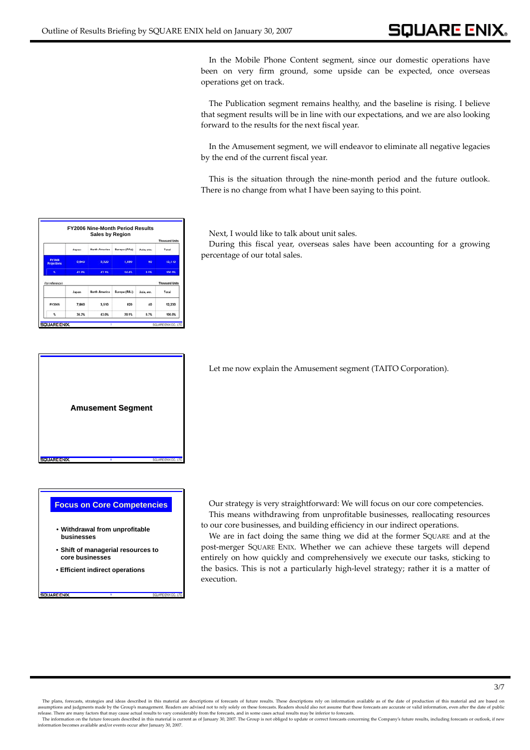In the Mobile Phone Content segment, since our domestic operations have been on very firm ground, some upside can be expected, once overseas operations get on track.

The Publication segment remains healthy, and the baseline is rising. I believe that segment results will be in line with our expectations, and we are also looking forward to the results for the next fiscal year.

In the Amusement segment, we will endeavor to eliminate all negative legacies by the end of the current fiscal year.

This is the situation through the nine-month period and the future outlook. There is no change from what I have been saying to this point.

**FY2006 Nine-Month Period Results**
**Sales by Region**

Thousand Units

| | Japan | North America | Europe (PAL) | Asia, etc. | Total |
|---|---|---|---|---|---|
| FY2006 Projections | 6,640 | 5,320 | 1,480 | 90 | 13,110 |
| % | 41.0% | 42.4% | 14.4% | 0.4% | 100.0% |

(for reference)

Thousand Units

| | Japan | North America | Europe (PAL) | Asia, etc. | Total |
|---|---|---|---|---|---|
| FY2005 | 7,840 | 3,510 | 820 | 40 | 12,220 |
| % | 36.2% | 43.0% | 20.1% | 0.7% | 100.0% |

Next, I would like to talk about unit sales.

During this fiscal year, overseas sales have been accounting for a growing percentage of our total sales.

**Amusement Segment**

Let me now explain the Amusement segment (TAITO Corporation).

**Focus on Core Competencies**

- Withdrawal from unprofitable businesses
- Shift of managerial resources to core businesses
- Efficient indirect operations

Our strategy is very straightforward: We will focus on our core competencies.

This means withdrawing from unprofitable businesses, reallocating resources to our core businesses, and building efficiency in our indirect operations.

We are in fact doing the same thing we did at the former SQUARE and at the post-merger SQUARE ENIX. Whether we can achieve these targets will depend entirely on how quickly and comprehensively we execute our tasks, sticking to the basics. This is not a particularly high-level strategy; rather it is a matter of execution.

The plans, forecasts, strategies and ideas described in this material are descriptions of forecasts of future results. These descriptions rely on information available as of the date of production of this material and are based on assumptions and judgments made by the Group's management. Readers are advised not to rely solely on these forecasts. Readers should also not assume that these forecasts are accurate or valid information, even after the date of public release. There are many factors that may cause actual results to vary considerably from the forecasts, and in some cases actual results may be inferior to forecasts.
The information on the future forecasts described in this material is current as of January 30, 2007. The Group is not obliged to update or correct forecasts concerning the Company's future results, including forecasts or outlook, if new information becomes available and/or events occur after January 30, 2007.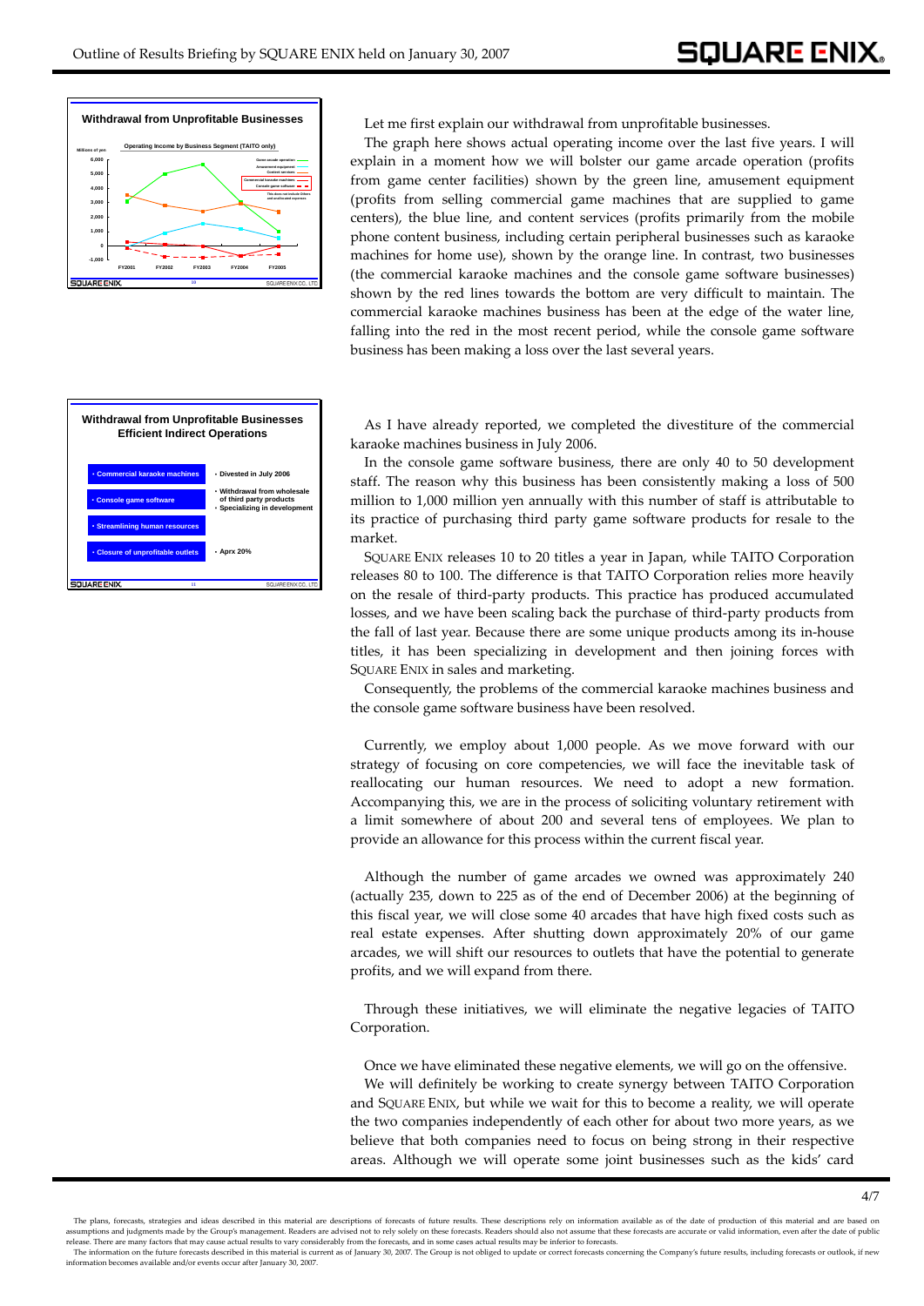### Withdrawal from Unprofitable Businesses

Operating Income by Business Segment (TAITO only)

Let me first explain our withdrawal from unprofitable businesses.

The graph here shows actual operating income over the last five years. I will explain in a moment how we will bolster our game arcade operation (profits from game center facilities) shown by the green line, amusement equipment (profits from selling commercial game machines that are supplied to game centers), the blue line, and content services (profits primarily from the mobile phone content business, including certain peripheral businesses such as karaoke machines for home use), shown by the orange line. In contrast, two businesses (the commercial karaoke machines and the console game software businesses) shown by the red lines towards the bottom are very difficult to maintain. The commercial karaoke machines business has been at the edge of the water line, falling into the red in the most recent period, while the console game software business has been making a loss over the last several years.

### Withdrawal from Unprofitable Businesses Efficient Indirect Operations

| | |
|---|---|
| • Commercial karaoke machines | • Divested in July 2006 |
| • Console game software | • Withdrawal from wholesale of third party products<br>• Specializing in development |
| • Streamlining human resources | |
| • Closure of unprofitable outlets | • Aprx 20% |

As I have already reported, we completed the divestiture of the commercial karaoke machines business in July 2006.

In the console game software business, there are only 40 to 50 development staff. The reason why this business has been consistently making a loss of 500 million to 1,000 million yen annually with this number of staff is attributable to its practice of purchasing third party game software products for resale to the market.

SQUARE ENIX releases 10 to 20 titles a year in Japan, while TAITO Corporation releases 80 to 100. The difference is that TAITO Corporation relies more heavily on the resale of third-party products. This practice has produced accumulated losses, and we have been scaling back the purchase of third-party products from the fall of last year. Because there are some unique products among its in-house titles, it has been specializing in development and then joining forces with SQUARE ENIX in sales and marketing.

Consequently, the problems of the commercial karaoke machines business and the console game software business have been resolved.

Currently, we employ about 1,000 people. As we move forward with our strategy of focusing on core competencies, we will face the inevitable task of reallocating our human resources. We need to adopt a new formation. Accompanying this, we are in the process of soliciting voluntary retirement with a limit somewhere of about 200 and several tens of employees. We plan to provide an allowance for this process within the current fiscal year.

Although the number of game arcades we owned was approximately 240 (actually 235, down to 225 as of the end of December 2006) at the beginning of this fiscal year, we will close some 40 arcades that have high fixed costs such as real estate expenses. After shutting down approximately 20% of our game arcades, we will shift our resources to outlets that have the potential to generate profits, and we will expand from there.

Through these initiatives, we will eliminate the negative legacies of TAITO Corporation.

Once we have eliminated these negative elements, we will go on the offensive.

We will definitely be working to create synergy between TAITO Corporation and SQUARE ENIX, but while we wait for this to become a reality, we will operate the two companies independently of each other for about two more years, as we believe that both companies need to focus on being strong in their respective areas. Although we will operate some joint businesses such as the kids' card

The plans, forecasts, strategies and ideas described in this material are descriptions of forecasts of future results. These descriptions rely on information available as of the date of production of this material and are based on assumptions and judgments made by the Group's management. Readers are advised not to rely solely on these forecasts. Readers should also not assume that these forecasts are accurate or valid information, even after the date of public release. There are many factors that may cause actual results to vary considerably from the forecasts, and in some cases actual results may be inferior to forecasts.

The information on the future forecasts described in this material is current as of January 30, 2007. The Group is not obliged to update or correct forecasts concerning the Company's future results, including forecasts or outlook, if new information becomes available and/or events occur after January 30, 2007.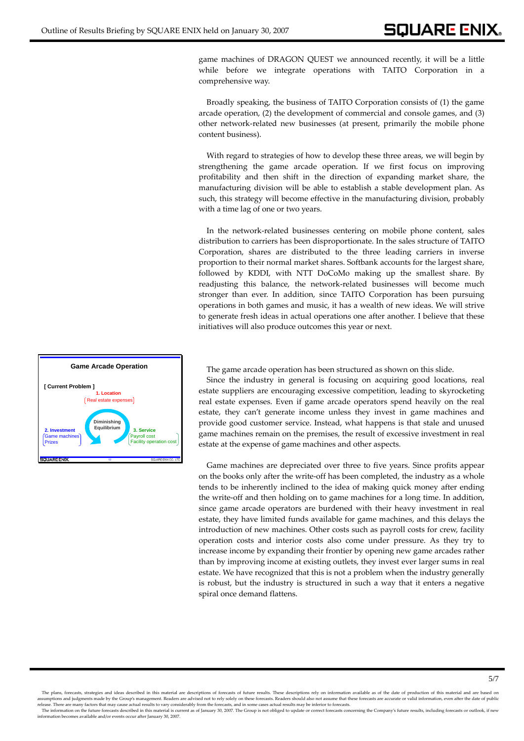game machines of DRAGON QUEST we announced recently, it will be a little while before we integrate operations with TAITO Corporation in a comprehensive way.

Broadly speaking, the business of TAITO Corporation consists of (1) the game arcade operation, (2) the development of commercial and console games, and (3) other network-related new businesses (at present, primarily the mobile phone content business).

With regard to strategies of how to develop these three areas, we will begin by strengthening the game arcade operation. If we first focus on improving profitability and then shift in the direction of expanding market share, the manufacturing division will be able to establish a stable development plan. As such, this strategy will become effective in the manufacturing division, probably with a time lag of one or two years.

In the network-related businesses centering on mobile phone content, sales distribution to carriers has been disproportionate. In the sales structure of TAITO Corporation, shares are distributed to the three leading carriers in inverse proportion to their normal market shares. Softbank accounts for the largest share, followed by KDDI, with NTT DoCoMo making up the smallest share. By readjusting this balance, the network-related businesses will become much stronger than ever. In addition, since TAITO Corporation has been pursuing operations in both games and music, it has a wealth of new ideas. We will strive to generate fresh ideas in actual operations one after another. I believe that these initiatives will also produce outcomes this year or next.

**Game Arcade Operation**

**[ Current Problem ]**

- **1. Location** — Real estate expenses
- **2. Investment** — Game machines, Prizes
- **3. Service** — Payroll cost, Facility operation cost

Diminishing Equilibrium

The game arcade operation has been structured as shown on this slide.

Since the industry in general is focusing on acquiring good locations, real estate suppliers are encouraging excessive competition, leading to skyrocketing real estate expenses. Even if game arcade operators spend heavily on the real estate, they can't generate income unless they invest in game machines and provide good customer service. Instead, what happens is that stale and unused game machines remain on the premises, the result of excessive investment in real estate at the expense of game machines and other aspects.

Game machines are depreciated over three to five years. Since profits appear on the books only after the write-off has been completed, the industry as a whole tends to be inherently inclined to the idea of making quick money after ending the write-off and then holding on to game machines for a long time. In addition, since game arcade operators are burdened with their heavy investment in real estate, they have limited funds available for game machines, and this delays the introduction of new machines. Other costs such as payroll costs for crew, facility operation costs and interior costs also come under pressure. As they try to increase income by expanding their frontier by opening new game arcades rather than by improving income at existing outlets, they invest ever larger sums in real estate. We have recognized that this is not a problem when the industry generally is robust, but the industry is structured in such a way that it enters a negative spiral once demand flattens.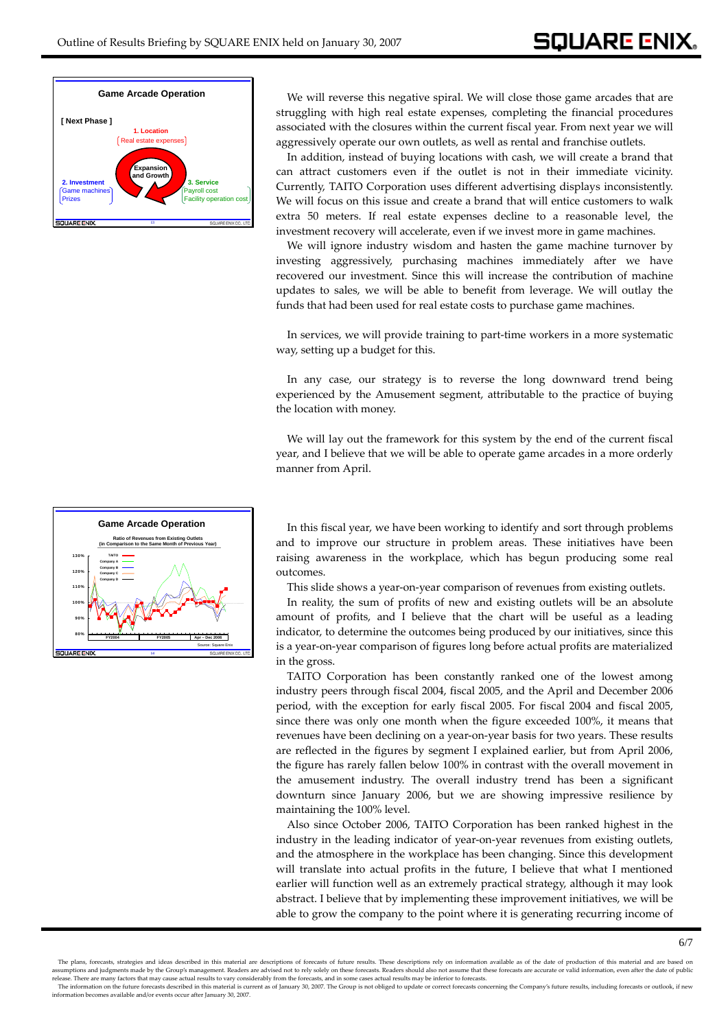**Game Arcade Operation**

[ Next Phase ]

1. Location
Real estate expenses

Expansion and Growth

2. Investment
Game machines
Prizes

3. Service
Payroll cost
Facility operation cost

We will reverse this negative spiral. We will close those game arcades that are struggling with high real estate expenses, completing the financial procedures associated with the closures within the current fiscal year. From next year we will aggressively operate our own outlets, as well as rental and franchise outlets.

In addition, instead of buying locations with cash, we will create a brand that can attract customers even if the outlet is not in their immediate vicinity. Currently, TAITO Corporation uses different advertising displays inconsistently. We will focus on this issue and create a brand that will entice customers to walk extra 50 meters. If real estate expenses decline to a reasonable level, the investment recovery will accelerate, even if we invest more in game machines.

We will ignore industry wisdom and hasten the game machine turnover by investing aggressively, purchasing machines immediately after we have recovered our investment. Since this will increase the contribution of machine updates to sales, we will be able to benefit from leverage. We will outlay the funds that had been used for real estate costs to purchase game machines.

In services, we will provide training to part-time workers in a more systematic way, setting up a budget for this.

In any case, our strategy is to reverse the long downward trend being experienced by the Amusement segment, attributable to the practice of buying the location with money.

We will lay out the framework for this system by the end of the current fiscal year, and I believe that we will be able to operate game arcades in a more orderly manner from April.

**Game Arcade Operation**

Ratio of Revenues from Existing Outlets (in Comparison to the Same Month of Previous Year)

Source: Square Enix

In this fiscal year, we have been working to identify and sort through problems and to improve our structure in problem areas. These initiatives have been raising awareness in the workplace, which has begun producing some real outcomes.

This slide shows a year-on-year comparison of revenues from existing outlets.

In reality, the sum of profits of new and existing outlets will be an absolute amount of profits, and I believe that the chart will be useful as a leading indicator, to determine the outcomes being produced by our initiatives, since this is a year-on-year comparison of figures long before actual profits are materialized in the gross.

TAITO Corporation has been constantly ranked one of the lowest among industry peers through fiscal 2004, fiscal 2005, and the April and December 2006 period, with the exception for early fiscal 2005. For fiscal 2004 and fiscal 2005, since there was only one month when the figure exceeded 100%, it means that revenues have been declining on a year-on-year basis for two years. These results are reflected in the figures by segment I explained earlier, but from April 2006, the figure has rarely fallen below 100% in contrast with the overall movement in the amusement industry. The overall industry trend has been a significant downturn since January 2006, but we are showing impressive resilience by maintaining the 100% level.

Also since October 2006, TAITO Corporation has been ranked highest in the industry in the leading indicator of year-on-year revenues from existing outlets, and the atmosphere in the workplace has been changing. Since this development will translate into actual profits in the future, I believe that what I mentioned earlier will function well as an extremely practical strategy, although it may look abstract. I believe that by implementing these improvement initiatives, we will be able to grow the company to the point where it is generating recurring income of

The plans, forecasts, strategies and ideas described in this material are descriptions of forecasts of future results. These descriptions rely on information available as of the date of production of this material and are based on assumptions and judgments made by the Group's management. Readers are advised not to rely solely on these forecasts. Readers should also not assume that these forecasts are accurate or valid information, even after the date of public release. There are many factors that may cause actual results to vary considerably from the forecasts, and in some cases actual results may be inferior to forecasts.

The information on the future forecasts described in this material is current as of January 30, 2007. The Group is not obliged to update or correct forecasts concerning the Company's future results, including forecasts or outlook, if new information becomes available and/or events occur after January 30, 2007.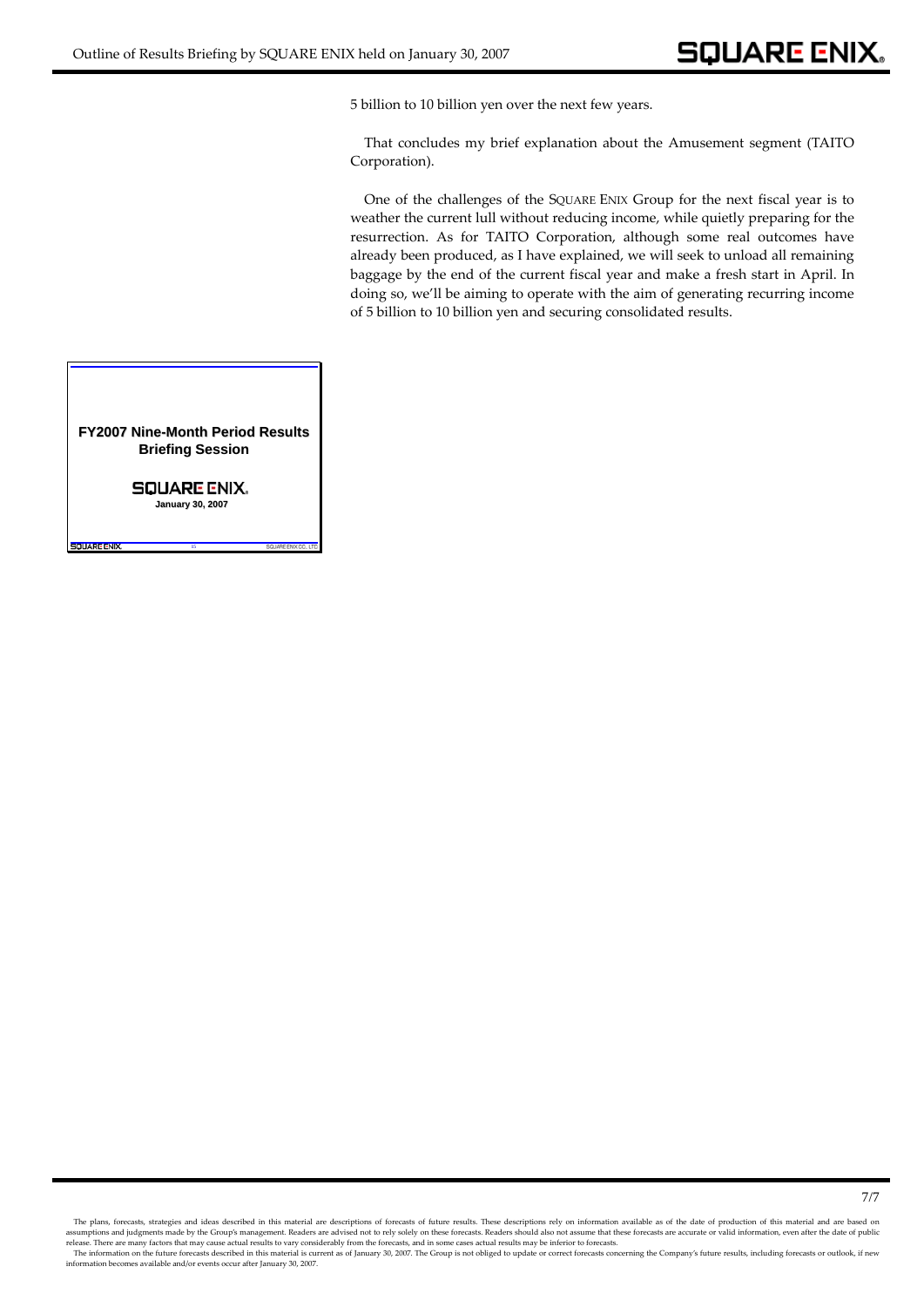5 billion to 10 billion yen over the next few years.

That concludes my brief explanation about the Amusement segment (TAITO Corporation).

One of the challenges of the SQUARE ENIX Group for the next fiscal year is to weather the current lull without reducing income, while quietly preparing for the resurrection. As for TAITO Corporation, although some real outcomes have already been produced, as I have explained, we will seek to unload all remaining baggage by the end of the current fiscal year and make a fresh start in April. In doing so, we'll be aiming to operate with the aim of generating recurring income of 5 billion to 10 billion yen and securing consolidated results.

**FY2007 Nine-Month Period Results Briefing Session**

SQUARE ENIX

January 30, 2007

The plans, forecasts, strategies and ideas described in this material are descriptions of forecasts of future results. These descriptions rely on information available as of the date of production of this material and are based on assumptions and judgments made by the Group's management. Readers are advised not to rely solely on these forecasts. Readers should also not assume that these forecasts are accurate or valid information, even after the date of public release. There are many factors that may cause actual results to vary considerably from the forecasts, and in some cases actual results may be inferior to forecasts.

The information on the future forecasts described in this material is current as of January 30, 2007. The Group is not obliged to update or correct forecasts concerning the Company's future results, including forecasts or outlook, if new information becomes available and/or events occur after January 30, 2007.